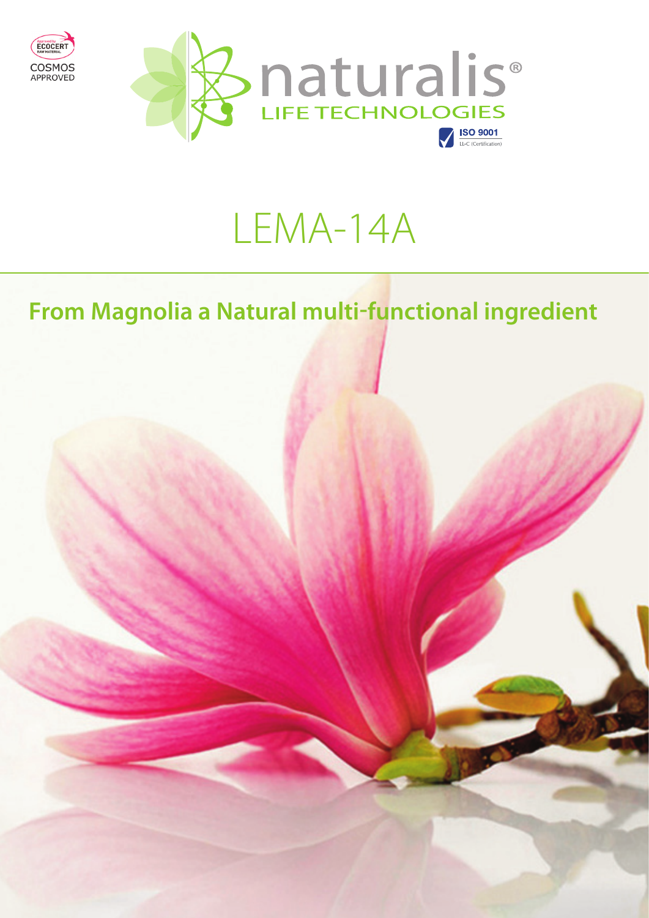Approved by ECOCERT RAW MATERIAL

COSMOS APPROVED

naturalis®

LIFE TECHNOLOGIES

ISO 9001

LL-C (Certification)

# LEMA-14A

## From Magnolia a Natural multi-functional ingredient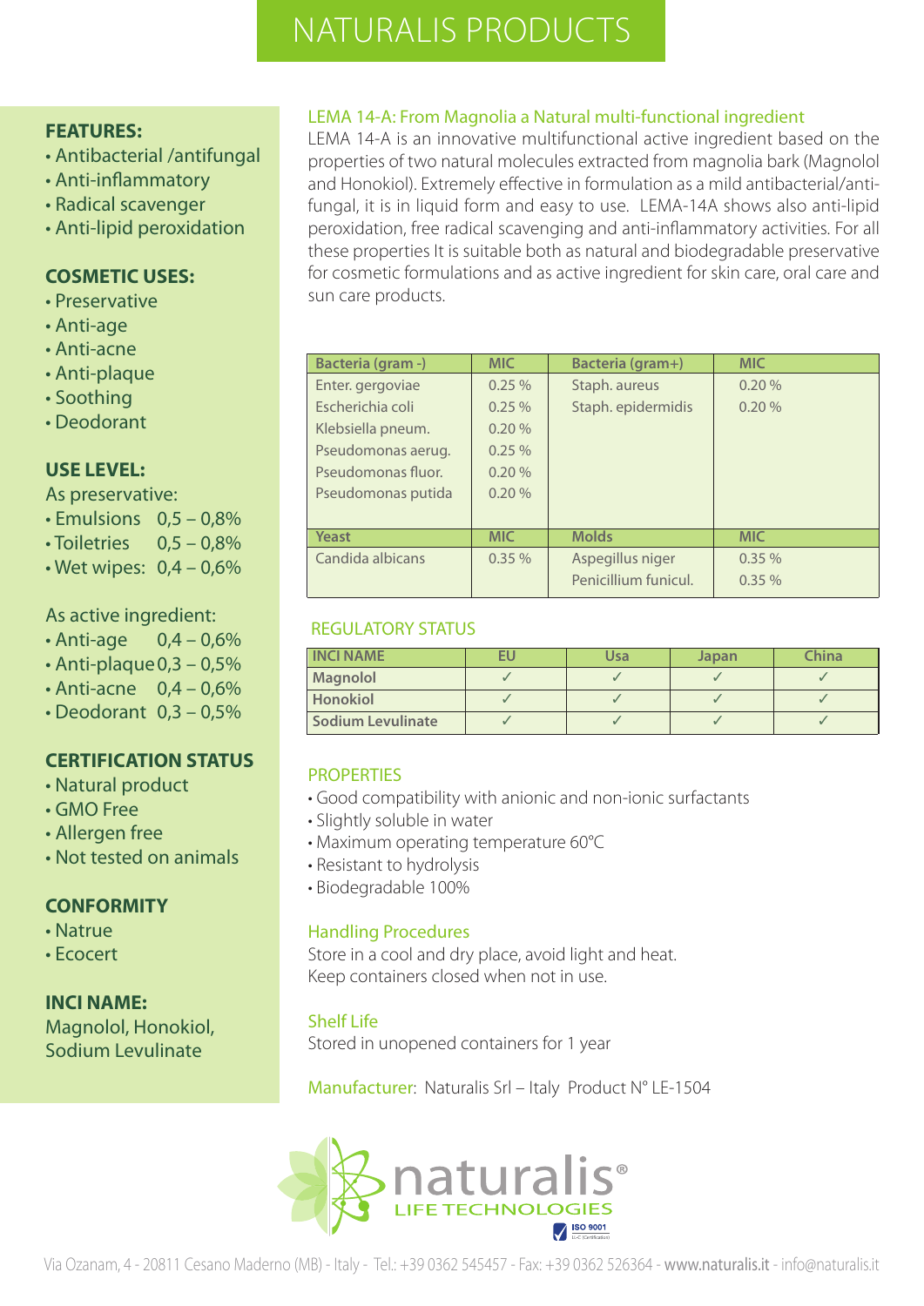# NATURALIS PRODUCTS

**FEATURES:**

- Antibacterial /antifungal
- Anti-inflammatory
- Radical scavenger
- Anti-lipid peroxidation

**COSMETIC USES:**

- Preservative
- Anti-age
- Anti-acne
- Anti-plaque
- Soothing
- Deodorant

**USE LEVEL:**

As preservative:

- Emulsions 0,5 – 0,8%
- Toiletries 0,5 – 0,8%
- Wet wipes: 0,4 – 0,6%

As active ingredient:

- Anti-age 0,4 – 0,6%
- Anti-plaque 0,3 – 0,5%
- Anti-acne 0,4 – 0,6%
- Deodorant 0,3 – 0,5%

**CERTIFICATION STATUS**

- Natural product
- GMO Free
- Allergen free
- Not tested on animals

**CONFORMITY**

- Natrue
- Ecocert

**INCI NAME:**

Magnolol, Honokiol, Sodium Levulinate

## LEMA 14-A: From Magnolia a Natural multi-functional ingredient

LEMA 14-A is an innovative multifunctional active ingredient based on the properties of two natural molecules extracted from magnolia bark (Magnolol and Honokiol). Extremely effective in formulation as a mild antibacterial/antifungal, it is in liquid form and easy to use. LEMA-14A shows also anti-lipid peroxidation, free radical scavenging and anti-inflammatory activities. For all these properties It is suitable both as natural and biodegradable preservative for cosmetic formulations and as active ingredient for skin care, oral care and sun care products.

| Bacteria (gram -) | MIC | Bacteria (gram+) | MIC |
|---|---|---|---|
| Enter. gergoviae | 0.25 % | Staph. aureus | 0.20 % |
| Escherichia coli | 0.25 % | Staph. epidermidis | 0.20 % |
| Klebsiella pneum. | 0.20 % | | |
| Pseudomonas aerug. | 0.25 % | | |
| Pseudomonas fluor. | 0.20 % | | |
| Pseudomonas putida | 0.20 % | | |
| **Yeast** | **MIC** | **Molds** | **MIC** |
| Candida albicans | 0.35 % | Aspegillus niger | 0.35 % |
| | | Penicillium funicul. | 0.35 % |

## REGULATORY STATUS

| INCI NAME | EU | Usa | Japan | China |
|---|---|---|---|---|
| Magnolol | ✓ | ✓ | ✓ | ✓ |
| Honokiol | ✓ | ✓ | ✓ | ✓ |
| Sodium Levulinate | ✓ | ✓ | ✓ | ✓ |

## PROPERTIES

- Good compatibility with anionic and non-ionic surfactants
- Slightly soluble in water
- Maximum operating temperature 60°C
- Resistant to hydrolysis
- Biodegradable 100%

## Handling Procedures

Store in a cool and dry place, avoid light and heat.
Keep containers closed when not in use.

## Shelf Life

Stored in unopened containers for 1 year

Manufacturer: Naturalis Srl – Italy Product N° LE-1504

naturalis® LIFE TECHNOLOGIES

ISO 9001

Via Ozanam, 4 - 20811 Cesano Maderno (MB) - Italy - Tel.: +39 0362 545457 - Fax: +39 0362 526364 - www.naturalis.it - info@naturalis.it